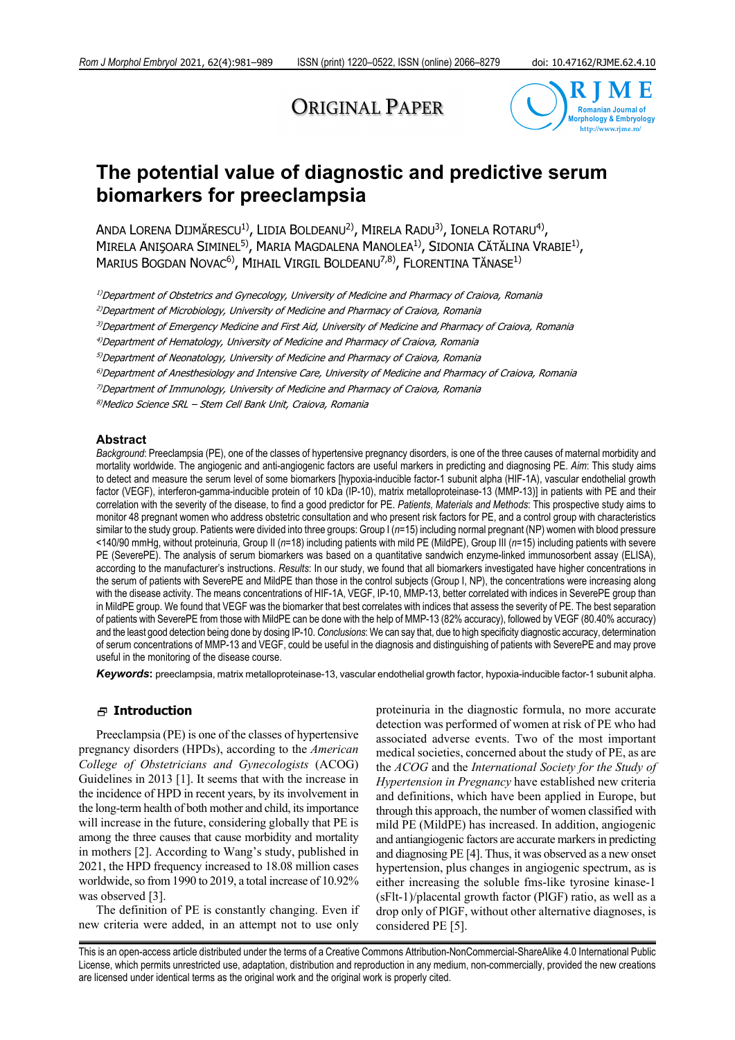ORIGINAL PAPER

# The potential value of diagnostic and predictive serum biomarkers for preeclampsia

ANDA LORENA DIJMĂRESCU[1)], LIDIA BOLDEANU[2)], MIRELA RADU[3)], IONELA ROTARU[4)], MIRELA ANIŞOARA SIMINEL[5)], MARIA MAGDALENA MANOLEA[1)], SIDONIA CĂTĂLINA VRABIE[1)], MARIUS BOGDAN NOVAC[6)], MIHAIL VIRGIL BOLDEANU[7,8)], FLORENTINA TĂNASE[1)]

*[1)]Department of Obstetrics and Gynecology, University of Medicine and Pharmacy of Craiova, Romania*

*[2)]Department of Microbiology, University of Medicine and Pharmacy of Craiova, Romania*

*[3)]Department of Emergency Medicine and First Aid, University of Medicine and Pharmacy of Craiova, Romania*

*[4)]Department of Hematology, University of Medicine and Pharmacy of Craiova, Romania*

*[5)]Department of Neonatology, University of Medicine and Pharmacy of Craiova, Romania*

*[6)]Department of Anesthesiology and Intensive Care, University of Medicine and Pharmacy of Craiova, Romania*

*[7)]Department of Immunology, University of Medicine and Pharmacy of Craiova, Romania*

*[8)]Medico Science SRL – Stem Cell Bank Unit, Craiova, Romania*

## Abstract

*Background*: Preeclampsia (PE), one of the classes of hypertensive pregnancy disorders, is one of the three causes of maternal morbidity and mortality worldwide. The angiogenic and anti-angiogenic factors are useful markers in predicting and diagnosing PE. *Aim*: This study aims to detect and measure the serum level of some biomarkers [hypoxia-inducible factor-1 subunit alpha (HIF-1A), vascular endothelial growth factor (VEGF), interferon-gamma-inducible protein of 10 kDa (IP-10), matrix metalloproteinase-13 (MMP-13)] in patients with PE and their correlation with the severity of the disease, to find a good predictor for PE. *Patients, Materials and Methods*: This prospective study aims to monitor 48 pregnant women who address obstetric consultation and who present risk factors for PE, and a control group with characteristics similar to the study group. Patients were divided into three groups: Group I (*n*=15) including normal pregnant (NP) women with blood pressure <140/90 mmHg, without proteinuria, Group II (*n*=18) including patients with mild PE (MildPE), Group III (*n*=15) including patients with severe PE (SeverePE). The analysis of serum biomarkers was based on a quantitative sandwich enzyme-linked immunosorbent assay (ELISA), according to the manufacturer's instructions. *Results*: In our study, we found that all biomarkers investigated have higher concentrations in the serum of patients with SeverePE and MildPE than those in the control subjects (Group I, NP), the concentrations were increasing along with the disease activity. The means concentrations of HIF-1A, VEGF, IP-10, MMP-13, better correlated with indices in SeverePE group than in MildPE group. We found that VEGF was the biomarker that best correlates with indices that assess the severity of PE. The best separation of patients with SeverePE from those with MildPE can be done with the help of MMP-13 (82% accuracy), followed by VEGF (80.40% accuracy) and the least good detection being done by dosing IP-10. *Conclusions*: We can say that, due to high specificity diagnostic accuracy, determination of serum concentrations of MMP-13 and VEGF, could be useful in the diagnosis and distinguishing of patients with SeverePE and may prove useful in the monitoring of the disease course.

**Keywords:** preeclampsia, matrix metalloproteinase-13, vascular endothelial growth factor, hypoxia-inducible factor-1 subunit alpha.

## Introduction

Preeclampsia (PE) is one of the classes of hypertensive pregnancy disorders (HPDs), according to the *American College of Obstetricians and Gynecologists* (ACOG) Guidelines in 2013 [1]. It seems that with the increase in the incidence of HPD in recent years, by its involvement in the long-term health of both mother and child, its importance will increase in the future, considering globally that PE is among the three causes that cause morbidity and mortality in mothers [2]. According to Wang's study, published in 2021, the HPD frequency increased to 18.08 million cases worldwide, so from 1990 to 2019, a total increase of 10.92% was observed [3].

The definition of PE is constantly changing. Even if new criteria were added, in an attempt not to use only proteinuria in the diagnostic formula, no more accurate detection was performed of women at risk of PE who had associated adverse events. Two of the most important medical societies, concerned about the study of PE, as are the *ACOG* and the *International Society for the Study of Hypertension in Pregnancy* have established new criteria and definitions, which have been applied in Europe, but through this approach, the number of women classified with mild PE (MildPE) has increased. In addition, angiogenic and antiangiogenic factors are accurate markers in predicting and diagnosing PE [4]. Thus, it was observed as a new onset hypertension, plus changes in angiogenic spectrum, as is either increasing the soluble fms-like tyrosine kinase-1 (sFlt-1)/placental growth factor (PlGF) ratio, as well as a drop only of PlGF, without other alternative diagnoses, is considered PE [5].

This is an open-access article distributed under the terms of a Creative Commons Attribution-NonCommercial-ShareAlike 4.0 International Public License, which permits unrestricted use, adaptation, distribution and reproduction in any medium, non-commercially, provided the new creations are licensed under identical terms as the original work and the original work is properly cited.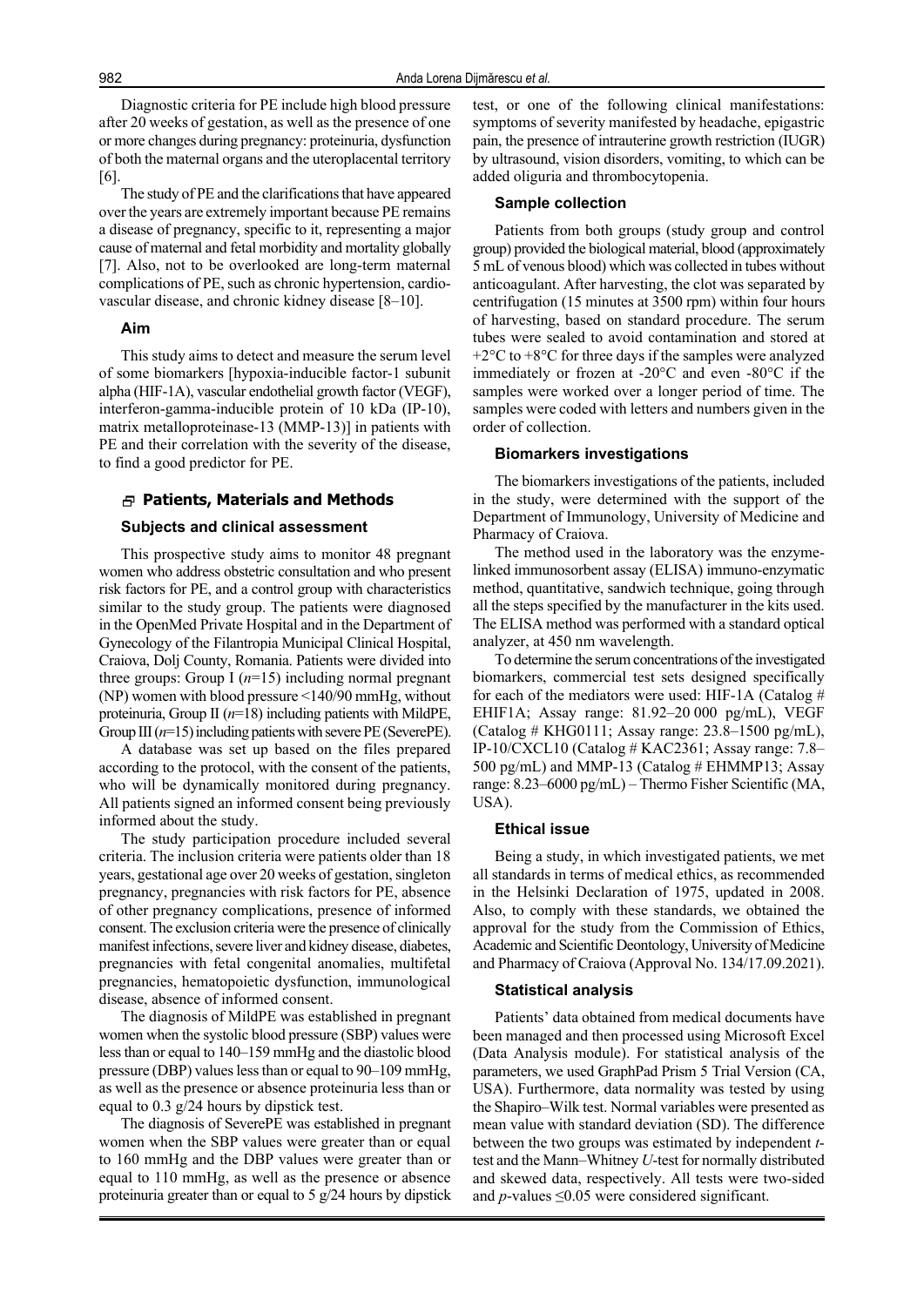Diagnostic criteria for PE include high blood pressure after 20 weeks of gestation, as well as the presence of one or more changes during pregnancy: proteinuria, dysfunction of both the maternal organs and the uteroplacental territory [6].

The study of PE and the clarifications that have appeared over the years are extremely important because PE remains a disease of pregnancy, specific to it, representing a major cause of maternal and fetal morbidity and mortality globally [7]. Also, not to be overlooked are long-term maternal complications of PE, such as chronic hypertension, cardiovascular disease, and chronic kidney disease [8–10].

### Aim

This study aims to detect and measure the serum level of some biomarkers [hypoxia-inducible factor-1 subunit alpha (HIF-1A), vascular endothelial growth factor (VEGF), interferon-gamma-inducible protein of 10 kDa (IP-10), matrix metalloproteinase-13 (MMP-13)] in patients with PE and their correlation with the severity of the disease, to find a good predictor for PE.

## Patients, Materials and Methods

### Subjects and clinical assessment

This prospective study aims to monitor 48 pregnant women who address obstetric consultation and who present risk factors for PE, and a control group with characteristics similar to the study group. The patients were diagnosed in the OpenMed Private Hospital and in the Department of Gynecology of the Filantropia Municipal Clinical Hospital, Craiova, Dolj County, Romania. Patients were divided into three groups: Group I ($n$=15) including normal pregnant (NP) women with blood pressure <140/90 mmHg, without proteinuria, Group II ($n$=18) including patients with MildPE, Group III ($n$=15) including patients with severe PE (SeverePE).

A database was set up based on the files prepared according to the protocol, with the consent of the patients, who will be dynamically monitored during pregnancy. All patients signed an informed consent being previously informed about the study.

The study participation procedure included several criteria. The inclusion criteria were patients older than 18 years, gestational age over 20 weeks of gestation, singleton pregnancy, pregnancies with risk factors for PE, absence of other pregnancy complications, presence of informed consent. The exclusion criteria were the presence of clinically manifest infections, severe liver and kidney disease, diabetes, pregnancies with fetal congenital anomalies, multifetal pregnancies, hematopoietic dysfunction, immunological disease, absence of informed consent.

The diagnosis of MildPE was established in pregnant women when the systolic blood pressure (SBP) values were less than or equal to 140–159 mmHg and the diastolic blood pressure (DBP) values less than or equal to 90–109 mmHg, as well as the presence or absence proteinuria less than or equal to 0.3 g/24 hours by dipstick test.

The diagnosis of SeverePE was established in pregnant women when the SBP values were greater than or equal to 160 mmHg and the DBP values were greater than or equal to 110 mmHg, as well as the presence or absence proteinuria greater than or equal to 5 g/24 hours by dipstick test, or one of the following clinical manifestations: symptoms of severity manifested by headache, epigastric pain, the presence of intrauterine growth restriction (IUGR) by ultrasound, vision disorders, vomiting, to which can be added oliguria and thrombocytopenia.

### Sample collection

Patients from both groups (study group and control group) provided the biological material, blood (approximately 5 mL of venous blood) which was collected in tubes without anticoagulant. After harvesting, the clot was separated by centrifugation (15 minutes at 3500 rpm) within four hours of harvesting, based on standard procedure. The serum tubes were sealed to avoid contamination and stored at +2°C to +8°C for three days if the samples were analyzed immediately or frozen at -20°C and even -80°C if the samples were worked over a longer period of time. The samples were coded with letters and numbers given in the order of collection.

### Biomarkers investigations

The biomarkers investigations of the patients, included in the study, were determined with the support of the Department of Immunology, University of Medicine and Pharmacy of Craiova.

The method used in the laboratory was the enzyme-linked immunosorbent assay (ELISA) immuno-enzymatic method, quantitative, sandwich technique, going through all the steps specified by the manufacturer in the kits used. The ELISA method was performed with a standard optical analyzer, at 450 nm wavelength.

To determine the serum concentrations of the investigated biomarkers, commercial test sets designed specifically for each of the mediators were used: HIF-1A (Catalog # EHIF1A; Assay range: 81.92–20 000 pg/mL), VEGF (Catalog # KHG0111; Assay range: 23.8–1500 pg/mL), IP-10/CXCL10 (Catalog # KAC2361; Assay range: 7.8–500 pg/mL) and MMP-13 (Catalog # EHMMP13; Assay range: 8.23–6000 pg/mL) – Thermo Fisher Scientific (MA, USA).

### Ethical issue

Being a study, in which investigated patients, we met all standards in terms of medical ethics, as recommended in the Helsinki Declaration of 1975, updated in 2008. Also, to comply with these standards, we obtained the approval for the study from the Commission of Ethics, Academic and Scientific Deontology, University of Medicine and Pharmacy of Craiova (Approval No. 134/17.09.2021).

### Statistical analysis

Patients' data obtained from medical documents have been managed and then processed using Microsoft Excel (Data Analysis module). For statistical analysis of the parameters, we used GraphPad Prism 5 Trial Version (CA, USA). Furthermore, data normality was tested by using the Shapiro–Wilk test. Normal variables were presented as mean value with standard deviation (SD). The difference between the two groups was estimated by independent $t$-test and the Mann–Whitney $U$-test for normally distributed and skewed data, respectively. All tests were two-sided and $p$-values ≤0.05 were considered significant.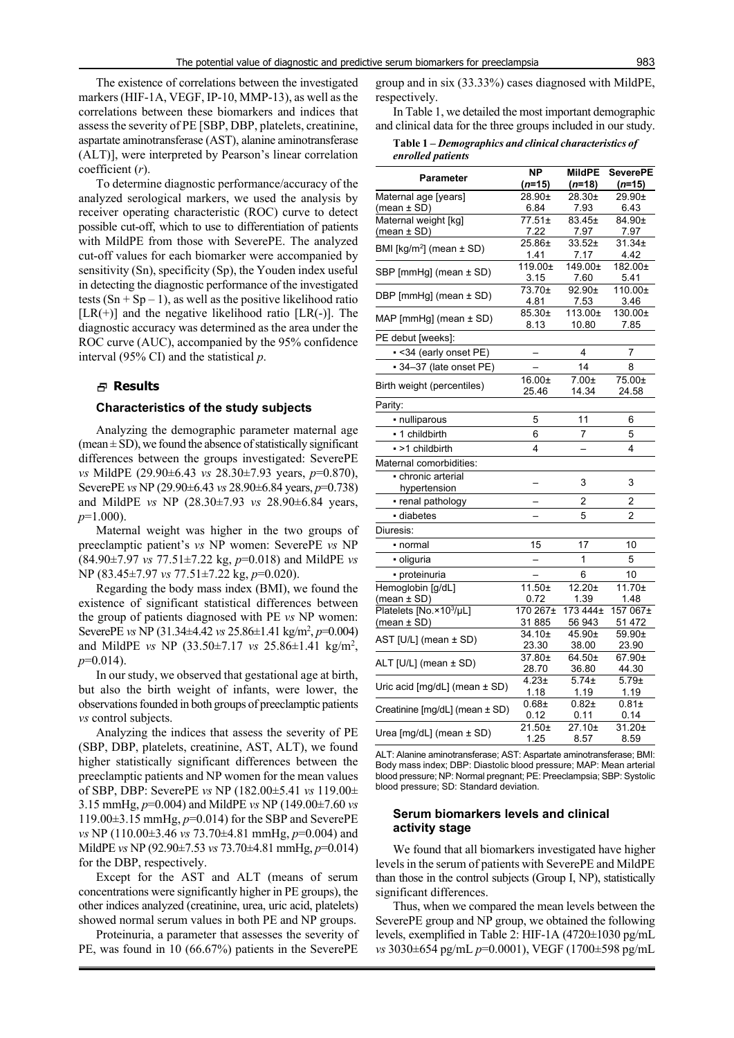The existence of correlations between the investigated markers (HIF-1A, VEGF, IP-10, MMP-13), as well as the correlations between these biomarkers and indices that assess the severity of PE [SBP, DBP, platelets, creatinine, aspartate aminotransferase (AST), alanine aminotransferase (ALT)], were interpreted by Pearson's linear correlation coefficient (*r*).

To determine diagnostic performance/accuracy of the analyzed serological markers, we used the analysis by receiver operating characteristic (ROC) curve to detect possible cut-off, which to use to differentiation of patients with MildPE from those with SeverePE. The analyzed cut-off values for each biomarker were accompanied by sensitivity (Sn), specificity (Sp), the Youden index useful in detecting the diagnostic performance of the investigated tests (Sn + Sp – 1), as well as the positive likelihood ratio [LR(+)] and the negative likelihood ratio [LR(-)]. The diagnostic accuracy was determined as the area under the ROC curve (AUC), accompanied by the 95% confidence interval (95% CI) and the statistical *p*.

## Results

### Characteristics of the study subjects

Analyzing the demographic parameter maternal age (mean ± SD), we found the absence of statistically significant differences between the groups investigated: SeverePE *vs* MildPE (29.90±6.43 *vs* 28.30±7.93 years, *p*=0.870), SeverePE *vs* NP (29.90±6.43 *vs* 28.90±6.84 years, *p*=0.738) and MildPE *vs* NP (28.30±7.93 *vs* 28.90±6.84 years, *p*=1.000).

Maternal weight was higher in the two groups of preeclamptic patient's *vs* NP women: SeverePE *vs* NP (84.90±7.97 *vs* 77.51±7.22 kg, *p*=0.018) and MildPE *vs* NP (83.45±7.97 *vs* 77.51±7.22 kg, *p*=0.020).

Regarding the body mass index (BMI), we found the existence of significant statistical differences between the group of patients diagnosed with PE *vs* NP women: SeverePE *vs* NP (31.34±4.42 *vs* 25.86±1.41 kg/m$^2$, *p*=0.004) and MildPE *vs* NP (33.50±7.17 *vs* 25.86±1.41 kg/m$^2$, *p*=0.014).

In our study, we observed that gestational age at birth, but also the birth weight of infants, were lower, the observations founded in both groups of preeclamptic patients *vs* control subjects.

Analyzing the indices that assess the severity of PE (SBP, DBP, platelets, creatinine, AST, ALT), we found higher statistically significant differences between the preeclamptic patients and NP women for the mean values of SBP, DBP: SeverePE *vs* NP (182.00±5.41 *vs* 119.00±3.15 mmHg, *p*=0.004) and MildPE *vs* NP (149.00±7.60 *vs* 119.00±3.15 mmHg, *p*=0.014) for the SBP and SeverePE *vs* NP (110.00±3.46 *vs* 73.70±4.81 mmHg, *p*=0.004) and MildPE *vs* NP (92.90±7.53 *vs* 73.70±4.81 mmHg, *p*=0.014) for the DBP, respectively.

Except for the AST and ALT (means of serum concentrations were significantly higher in PE groups), the other indices analyzed (creatinine, urea, uric acid, platelets) showed normal serum values in both PE and NP groups.

Proteinuria, a parameter that assesses the severity of PE, was found in 10 (66.67%) patients in the SeverePE group and in six (33.33%) cases diagnosed with MildPE, respectively.

In Table 1, we detailed the most important demographic and clinical data for the three groups included in our study.

**Table 1 –** ***Demographics and clinical characteristics of enrolled patients***

| Parameter | NP (*n*=15) | MildPE (*n*=18) | SeverePE (*n*=15) |
|---|---|---|---|
| Maternal age [years] (mean ± SD) | 28.90±6.84 | 28.30±7.93 | 29.90±6.43 |
| Maternal weight [kg] (mean ± SD) | 77.51±7.22 | 83.45±7.97 | 84.90±7.97 |
| BMI [kg/m$^2$] (mean ± SD) | 25.86±1.41 | 33.52±7.17 | 31.34±4.42 |
| SBP [mmHg] (mean ± SD) | 119.00±3.15 | 149.00±7.60 | 182.00±5.41 |
| DBP [mmHg] (mean ± SD) | 73.70±4.81 | 92.90±7.53 | 110.00±3.46 |
| MAP [mmHg] (mean ± SD) | 85.30±8.13 | 113.00±10.80 | 130.00±7.85 |
| PE debut [weeks]: | | | |
| • <34 (early onset PE) | – | 4 | 7 |
| • 34–37 (late onset PE) | – | 14 | 8 |
| Birth weight (percentiles) | 16.00±25.46 | 7.00±14.34 | 75.00±24.58 |
| Parity: | | | |
| • nulliparous | 5 | 11 | 6 |
| • 1 childbirth | 6 | 7 | 5 |
| • >1 childbirth | 4 | – | 4 |
| Maternal comorbidities: | | | |
| • chronic arterial hypertension | – | 3 | 3 |
| • renal pathology | – | 2 | 2 |
| • diabetes | – | 5 | 2 |
| Diuresis: | | | |
| • normal | 15 | 17 | 10 |
| • oliguria | – | 1 | 5 |
| • proteinuria | – | 6 | 10 |
| Hemoglobin [g/dL] (mean ± SD) | 11.50±0.72 | 12.20±1.39 | 11.70±1.48 |
| Platelets [No.×10$^3$/μL] (mean ± SD) | 170 267±31 885 | 173 444±56 943 | 157 067±51 472 |
| AST [U/L] (mean ± SD) | 34.10±23.30 | 45.90±38.00 | 59.90±23.90 |
| ALT [U/L] (mean ± SD) | 37.80±28.70 | 64.50±36.80 | 67.90±44.30 |
| Uric acid [mg/dL] (mean ± SD) | 4.23±1.18 | 5.74±1.19 | 5.79±1.19 |
| Creatinine [mg/dL] (mean ± SD) | 0.68±0.12 | 0.82±0.11 | 0.81±0.14 |
| Urea [mg/dL] (mean ± SD) | 21.50±1.25 | 27.10±8.57 | 31.20±8.59 |

ALT: Alanine aminotransferase; AST: Aspartate aminotransferase; BMI: Body mass index; DBP: Diastolic blood pressure; MAP: Mean arterial blood pressure; NP: Normal pregnant; PE: Preeclampsia; SBP: Systolic blood pressure; SD: Standard deviation.

### Serum biomarkers levels and clinical activity stage

We found that all biomarkers investigated have higher levels in the serum of patients with SeverePE and MildPE than those in the control subjects (Group I, NP), statistically significant differences.

Thus, when we compared the mean levels between the SeverePE group and NP group, we obtained the following levels, exemplified in Table 2: HIF-1A (4720±1030 pg/mL *vs* 3030±654 pg/mL *p*=0.0001), VEGF (1700±598 pg/mL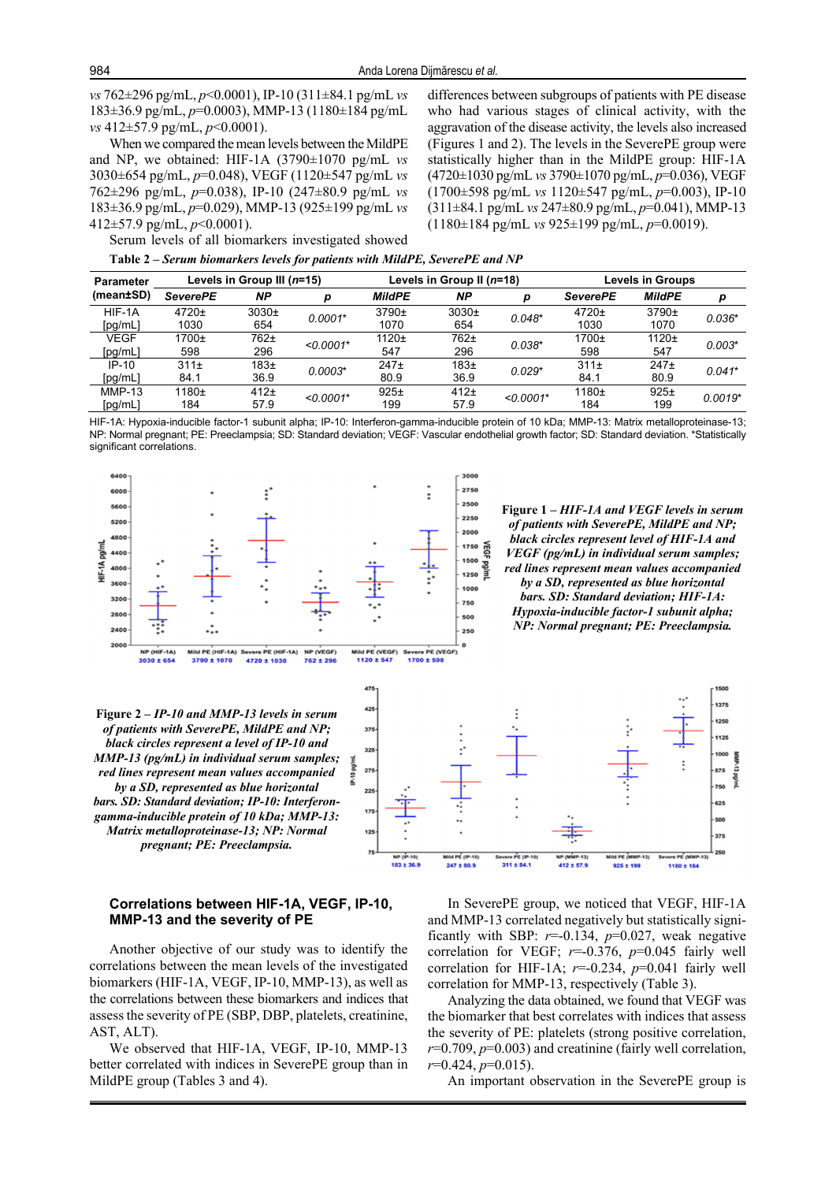*vs* 762±296 pg/mL, *p*<0.0001), IP-10 (311±84.1 pg/mL *vs* 183±36.9 pg/mL, *p*=0.0003), MMP-13 (1180±184 pg/mL *vs* 412±57.9 pg/mL, *p*<0.0001).

When we compared the mean levels between the MildPE and NP, we obtained: HIF-1A (3790±1070 pg/mL *vs* 3030±654 pg/mL, *p*=0.048), VEGF (1120±547 pg/mL *vs* 762±296 pg/mL, *p*=0.038), IP-10 (247±80.9 pg/mL *vs* 183±36.9 pg/mL, *p*=0.029), MMP-13 (925±199 pg/mL *vs* 412±57.9 pg/mL, *p*<0.0001).

Serum levels of all biomarkers investigated showed differences between subgroups of patients with PE disease who had various stages of clinical activity, with the aggravation of the disease activity, the levels also increased (Figures 1 and 2). The levels in the SeverePE group were statistically higher than in the MildPE group: HIF-1A (4720±1030 pg/mL *vs* 3790±1070 pg/mL, *p*=0.036), VEGF (1700±598 pg/mL *vs* 1120±547 pg/mL, *p*=0.003), IP-10 (311±84.1 pg/mL *vs* 247±80.9 pg/mL, *p*=0.041), MMP-13 (1180±184 pg/mL *vs* 925±199 pg/mL, *p*=0.0019).

**Table 2 – *Serum biomarkers levels for patients with MildPE, SeverePE and NP***

| Parameter (mean±SD) | Levels in Group III (*n*=15) | | | Levels in Group II (*n*=18) | | | Levels in Groups | | |
|---|---|---|---|---|---|---|---|---|---|
| | *SeverePE* | *NP* | *p* | *MildPE* | *NP* | *p* | *SeverePE* | *MildPE* | *p* |
| HIF-1A [pg/mL] | 4720±1030 | 3030±654 | *0.0001\** | 3790±1070 | 3030±654 | *0.048\** | 4720±1030 | 3790±1070 | *0.036\** |
| VEGF [pg/mL] | 1700±598 | 762±296 | *<0.0001\** | 1120±547 | 762±296 | *0.038\** | 1700±598 | 1120±547 | *0.003\** |
| IP-10 [pg/mL] | 311±84.1 | 183±36.9 | *0.0003\** | 247±80.9 | 183±36.9 | *0.029\** | 311±84.1 | 247±80.9 | *0.041\** |
| MMP-13 [pg/mL] | 1180±184 | 412±57.9 | *<0.0001\** | 925±199 | 412±57.9 | *<0.0001\** | 1180±184 | 925±199 | *0.0019\** |

HIF-1A: Hypoxia-inducible factor-1 subunit alpha; IP-10: Interferon-gamma-inducible protein of 10 kDa; MMP-13: Matrix metalloproteinase-13; NP: Normal pregnant; PE: Preeclampsia; SD: Standard deviation; VEGF: Vascular endothelial growth factor; SD: Standard deviation. \*Statistically significant correlations.

**Figure 1 – *HIF-1A and VEGF levels in serum of patients with SeverePE, MildPE and NP; black circles represent level of HIF-1A and VEGF (pg/mL) in individual serum samples; red lines represent mean values accompanied by a SD, represented as blue horizontal bars. SD: Standard deviation; HIF-1A: Hypoxia-inducible factor-1 subunit alpha; NP: Normal pregnant; PE: Preeclampsia.***

**Figure 2 – *IP-10 and MMP-13 levels in serum of patients with SeverePE, MildPE and NP; black circles represent a level of IP-10 and MMP-13 (pg/mL) in individual serum samples; red lines represent mean values accompanied by a SD, represented as blue horizontal bars. SD: Standard deviation; IP-10: Interferon-gamma-inducible protein of 10 kDa; MMP-13: Matrix metalloproteinase-13; NP: Normal pregnant; PE: Preeclampsia.***

### Correlations between HIF-1A, VEGF, IP-10, MMP-13 and the severity of PE

Another objective of our study was to identify the correlations between the mean levels of the investigated biomarkers (HIF-1A, VEGF, IP-10, MMP-13), as well as the correlations between these biomarkers and indices that assess the severity of PE (SBP, DBP, platelets, creatinine, AST, ALT).

We observed that HIF-1A, VEGF, IP-10, MMP-13 better correlated with indices in SeverePE group than in MildPE group (Tables 3 and 4).

In SeverePE group, we noticed that VEGF, HIF-1A and MMP-13 correlated negatively but statistically significantly with SBP: *r*=-0.134, *p*=0.027, weak negative correlation for VEGF; *r*=-0.376, *p*=0.045 fairly well correlation for HIF-1A; *r*=-0.234, *p*=0.041 fairly well correlation for MMP-13, respectively (Table 3).

Analyzing the data obtained, we found that VEGF was the biomarker that best correlates with indices that assess the severity of PE: platelets (strong positive correlation, *r*=0.709, *p*=0.003) and creatinine (fairly well correlation, *r*=0.424, *p*=0.015).

An important observation in the SeverePE group is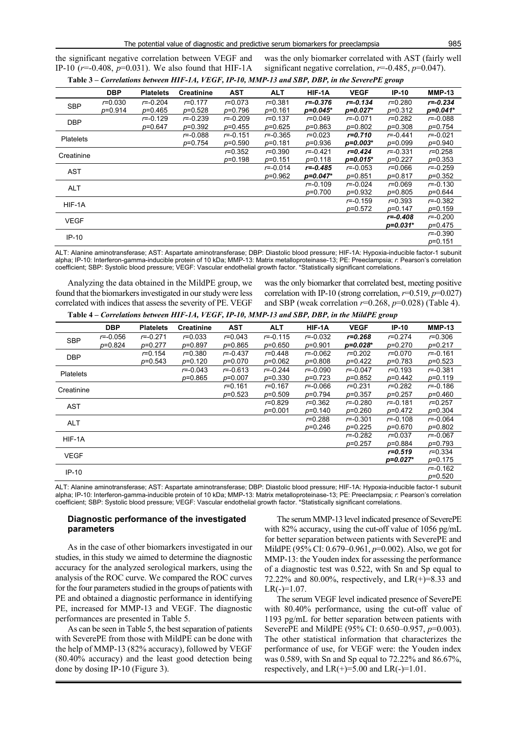the significant negative correlation between VEGF and IP-10 ($r$=-0.408, $p$=0.031). We also found that HIF-1A was the only biomarker correlated with AST (fairly well significant negative correlation, $r$=-0.485, $p$=0.047).

**Table 3 – *Correlations between HIF-1A, VEGF, IP-10, MMP-13 and SBP, DBP, in the SeverePE group***

| | DBP | Platelets | Creatinine | AST | ALT | HIF-1A | VEGF | IP-10 | MMP-13 |
|---|---|---|---|---|---|---|---|---|---|
| SBP | $r$=0.030 $p$=0.914 | $r$=-0.204 $p$=0.465 | $r$=0.177 $p$=0.528 | $r$=0.073 $p$=0.796 | $r$=0.381 $p$=0.161 | ***r*=-0.376 *p*=0.045*** | ***r*=-0.134 *p*=0.027*** | $r$=0.280 $p$=0.312 | ***r*=-0.234 *p*=0.041*** |
| DBP | | $r$=-0.129 $p$=0.647 | $r$=-0.239 $p$=0.392 | $r$=-0.209 $p$=0.455 | $r$=0.137 $p$=0.625 | $r$=0.049 $p$=0.863 | $r$=-0.071 $p$=0.802 | $r$=0.282 $p$=0.308 | $r$=-0.088 $p$=0.754 |
| Platelets | | | $r$=-0.088 $p$=0.754 | $r$=-0.151 $p$=0.590 | $r$=-0.365 $p$=0.181 | $r$=0.023 $p$=0.936 | ***r*=0.710 *p*=0.003*** | $r$=-0.441 $p$=0.099 | $r$=-0.021 $p$=0.940 |
| Creatinine | | | | $r$=0.352 $p$=0.198 | $r$=0.390 $p$=0.151 | $r$=-0.421 $p$=0.118 | ***r*=0.424 *p*=0.015*** | $r$=-0.331 $p$=0.227 | $r$=0.258 $p$=0.353 |
| AST | | | | | $r$=-0.014 $p$=0.962 | ***r*=-0.485 *p*=0.047*** | $r$=-0.053 $p$=0.851 | $r$=0.066 $p$=0.817 | $r$=-0.259 $p$=0.352 |
| ALT | | | | | | $r$=-0.109 $p$=0.700 | $r$=-0.024 $p$=0.932 | $r$=0.069 $p$=0.805 | $r$=-0.130 $p$=0.644 |
| HIF-1A | | | | | | | $r$=-0.159 $p$=0.572 | $r$=0.393 $p$=0.147 | $r$=-0.382 $p$=0.159 |
| VEGF | | | | | | | | ***r*=-0.408 *p*=0.031*** | $r$=-0.200 $p$=0.475 |
| IP-10 | | | | | | | | | $r$=-0.390 $p$=0.151 |

ALT: Alanine aminotransferase; AST: Aspartate aminotransferase; DBP: Diastolic blood pressure; HIF-1A: Hypoxia-inducible factor-1 subunit alpha; IP-10: Interferon-gamma-inducible protein of 10 kDa; MMP-13: Matrix metalloproteinase-13; PE: Preeclampsia; *r*: Pearson's correlation coefficient; SBP: Systolic blood pressure; VEGF: Vascular endothelial growth factor. *Statistically significant correlations.

Analyzing the data obtained in the MildPE group, we found that the biomarkers investigated in our study were less correlated with indices that assess the severity of PE. VEGF was the only biomarker that correlated best, meeting positive correlation with IP-10 (strong correlation, $r$=0.519, $p$=0.027) and SBP (weak correlation $r$=0.268, $p$=0.028) (Table 4).

**Table 4 – *Correlations between HIF-1A, VEGF, IP-10, MMP-13 and SBP, DBP, in the MildPE group***

| | DBP | Platelets | Creatinine | AST | ALT | HIF-1A | VEGF | IP-10 | MMP-13 |
|---|---|---|---|---|---|---|---|---|---|
| SBP | $r$=-0.056 $p$=0.824 | $r$=-0.271 $p$=0.277 | $r$=0.033 $p$=0.897 | $r$=0.043 $p$=0.865 | $r$=-0.115 $p$=0.650 | $r$=-0.032 $p$=0.901 | ***r*=0.268 *p*=0.028*** | $r$=0.274 $p$=0.270 | $r$=0.306 $p$=0.217 |
| DBP | | $r$=0.154 $p$=0.543 | $r$=0.380 $p$=0.120 | $r$=-0.437 $p$=0.070 | $r$=0.448 $p$=0.062 | $r$=-0.062 $p$=0.808 | $r$=0.202 $p$=0.422 | $r$=0.070 $p$=0.783 | $r$=-0.161 $p$=0.523 |
| Platelets | | | $r$=-0.043 $p$=0.865 | $r$=-0.613 $p$=0.007 | $r$=-0.244 $p$=0.330 | $r$=-0.090 $p$=0.723 | $r$=-0.047 $p$=0.852 | $r$=0.193 $p$=0.442 | $r$=-0.381 $p$=0.119 |
| Creatinine | | | | $r$=0.161 $p$=0.523 | $r$=0.167 $p$=0.509 | $r$=-0.066 $p$=0.794 | $r$=0.231 $p$=0.357 | $r$=0.282 $p$=0.257 | $r$=-0.186 $p$=0.460 |
| AST | | | | | $r$=0.829 $p$=0.001 | $r$=0.362 $p$=0.140 | $r$=-0.280 $p$=0.260 | $r$=-0.181 $p$=0.472 | $r$=0.257 $p$=0.304 |
| ALT | | | | | | $r$=0.288 $p$=0.246 | $r$=-0.301 $p$=0.225 | $r$=-0.108 $p$=0.670 | $r$=-0.064 $p$=0.802 |
| HIF-1A | | | | | | | $r$=-0.282 $p$=0.257 | $r$=0.037 $p$=0.884 | $r$=-0.067 $p$=0.793 |
| VEGF | | | | | | | | ***r*=0.519 *p*=0.027*** | $r$=0.334 $p$=0.175 |
| IP-10 | | | | | | | | | $r$=-0.162 $p$=0.520 |

ALT: Alanine aminotransferase; AST: Aspartate aminotransferase; DBP: Diastolic blood pressure; HIF-1A: Hypoxia-inducible factor-1 subunit alpha; IP-10: Interferon-gamma-inducible protein of 10 kDa; MMP-13: Matrix metalloproteinase-13; PE: Preeclampsia; *r*: Pearson's correlation coefficient; SBP: Systolic blood pressure; VEGF: Vascular endothelial growth factor. *Statistically significant correlations.

### Diagnostic performance of the investigated parameters

As in the case of other biomarkers investigated in our studies, in this study we aimed to determine the diagnostic accuracy for the analyzed serological markers, using the analysis of the ROC curve. We compared the ROC curves for the four parameters studied in the groups of patients with PE and obtained a diagnostic performance in identifying PE, increased for MMP-13 and VEGF. The diagnostic performances are presented in Table 5.

As can be seen in Table 5, the best separation of patients with SeverePE from those with MildPE can be done with the help of MMP-13 (82% accuracy), followed by VEGF (80.40% accuracy) and the least good detection being done by dosing IP-10 (Figure 3).

The serum MMP-13 level indicated presence of SeverePE with 82% accuracy, using the cut-off value of 1056 pg/mL for better separation between patients with SeverePE and MildPE (95% CI: 0.679–0.961, $p$=0.002). Also, we got for MMP-13: the Youden index for assessing the performance of a diagnostic test was 0.522, with Sn and Sp equal to 72.22% and 80.00%, respectively, and LR(+)=8.33 and LR(-)=1.07.

The serum VEGF level indicated presence of SeverePE with 80.40% performance, using the cut-off value of 1193 pg/mL for better separation between patients with SeverePE and MildPE (95% CI: 0.650–0.957, $p$=0.003). The other statistical information that characterizes the performance of use, for VEGF were: the Youden index was 0.589, with Sn and Sp equal to 72.22% and 86.67%, respectively, and LR(+)=5.00 and LR(-)=1.01.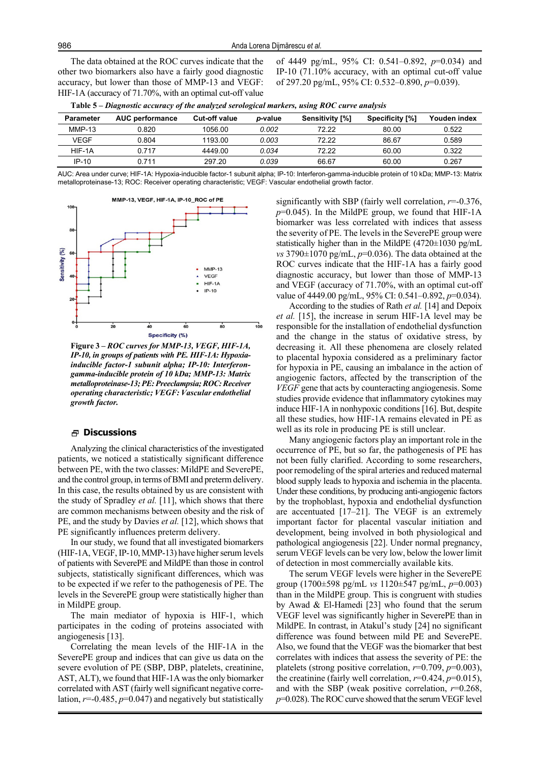The data obtained at the ROC curves indicate that the other two biomarkers also have a fairly good diagnostic accuracy, but lower than those of MMP-13 and VEGF: HIF-1A (accuracy of 71.70%, with an optimal cut-off value of 4449 pg/mL, 95% CI: 0.541–0.892, $p$=0.034) and IP-10 (71.10% accuracy, with an optimal cut-off value of 297.20 pg/mL, 95% CI: 0.532–0.890, $p$=0.039).

**Table 5 – *Diagnostic accuracy of the analyzed serological markers, using ROC curve analysis***

| Parameter | AUC performance | Cut-off value | *p*-value | Sensitivity [%] | Specificity [%] | Youden index |
|---|---|---|---|---|---|---|
| MMP-13 | 0.820 | 1056.00 | *0.002* | 72.22 | 80.00 | 0.522 |
| VEGF | 0.804 | 1193.00 | *0.003* | 72.22 | 86.67 | 0.589 |
| HIF-1A | 0.717 | 4449.00 | *0.034* | 72.22 | 60.00 | 0.322 |
| IP-10 | 0.711 | 297.20 | *0.039* | 66.67 | 60.00 | 0.267 |

AUC: Area under curve; HIF-1A: Hypoxia-inducible factor-1 subunit alpha; IP-10: Interferon-gamma-inducible protein of 10 kDa; MMP-13: Matrix metalloproteinase-13; ROC: Receiver operating characteristic; VEGF: Vascular endothelial growth factor.

**Figure 3 –** ***ROC curves for MMP-13, VEGF, HIF-1A, IP-10, in groups of patients with PE. HIF-1A: Hypoxia-inducible factor-1 subunit alpha; IP-10: Interferon-gamma-inducible protein of 10 kDa; MMP-13: Matrix metalloproteinase-13; PE: Preeclampsia; ROC: Receiver operating characteristic; VEGF: Vascular endothelial growth factor.***

## Discussions

Analyzing the clinical characteristics of the investigated patients, we noticed a statistically significant difference between PE, with the two classes: MildPE and SeverePE, and the control group, in terms of BMI and preterm delivery. In this case, the results obtained by us are consistent with the study of Spradley *et al.* [11], which shows that there are common mechanisms between obesity and the risk of PE, and the study by Davies *et al.* [12], which shows that PE significantly influences preterm delivery.

In our study, we found that all investigated biomarkers (HIF-1A, VEGF, IP-10, MMP-13) have higher serum levels of patients with SeverePE and MildPE than those in control subjects, statistically significant differences, which was to be expected if we refer to the pathogenesis of PE. The levels in the SeverePE group were statistically higher than in MildPE group.

The main mediator of hypoxia is HIF-1, which participates in the coding of proteins associated with angiogenesis [13].

Correlating the mean levels of the HIF-1A in the SeverePE group and indices that can give us data on the severe evolution of PE (SBP, DBP, platelets, creatinine, AST, ALT), we found that HIF-1A was the only biomarker correlated with AST (fairly well significant negative correlation, $r$=-0.485, $p$=0.047) and negatively but statistically significantly with SBP (fairly well correlation, $r$=-0.376, $p$=0.045). In the MildPE group, we found that HIF-1A biomarker was less correlated with indices that assess the severity of PE. The levels in the SeverePE group were statistically higher than in the MildPE (4720±1030 pg/mL *vs* 3790±1070 pg/mL, $p$=0.036). The data obtained at the ROC curves indicate that the HIF-1A has a fairly good diagnostic accuracy, but lower than those of MMP-13 and VEGF (accuracy of 71.70%, with an optimal cut-off value of 4449.00 pg/mL, 95% CI: 0.541–0.892, $p$=0.034).

According to the studies of Rath *et al.* [14] and Depoix *et al.* [15], the increase in serum HIF-1A level may be responsible for the installation of endothelial dysfunction and the change in the status of oxidative stress, by decreasing it. All these phenomena are closely related to placental hypoxia considered as a preliminary factor for hypoxia in PE, causing an imbalance in the action of angiogenic factors, affected by the transcription of the *VEGF* gene that acts by counteracting angiogenesis. Some studies provide evidence that inflammatory cytokines may induce HIF-1A in nonhypoxic conditions [16]. But, despite all these studies, how HIF-1A remains elevated in PE as well as its role in producing PE is still unclear.

Many angiogenic factors play an important role in the occurrence of PE, but so far, the pathogenesis of PE has not been fully clarified. According to some researchers, poor remodeling of the spiral arteries and reduced maternal blood supply leads to hypoxia and ischemia in the placenta. Under these conditions, by producing anti-angiogenic factors by the trophoblast, hypoxia and endothelial dysfunction are accentuated [17–21]. The VEGF is an extremely important factor for placental vascular initiation and development, being involved in both physiological and pathological angiogenesis [22]. Under normal pregnancy, serum VEGF levels can be very low, below the lower limit of detection in most commercially available kits.

The serum VEGF levels were higher in the SeverePE group (1700±598 pg/mL *vs* 1120±547 pg/mL, $p$=0.003) than in the MildPE group. This is congruent with studies by Awad & El-Hamedi [23] who found that the serum VEGF level was significantly higher in SeverePE than in MildPE. In contrast, in Atakul's study [24] no significant difference was found between mild PE and SeverePE. Also, we found that the VEGF was the biomarker that best correlates with indices that assess the severity of PE: the platelets (strong positive correlation, $r$=0.709, $p$=0.003), the creatinine (fairly well correlation, $r$=0.424, $p$=0.015), and with the SBP (weak positive correlation, $r$=0.268, $p$=0.028). The ROC curve showed that the serum VEGF level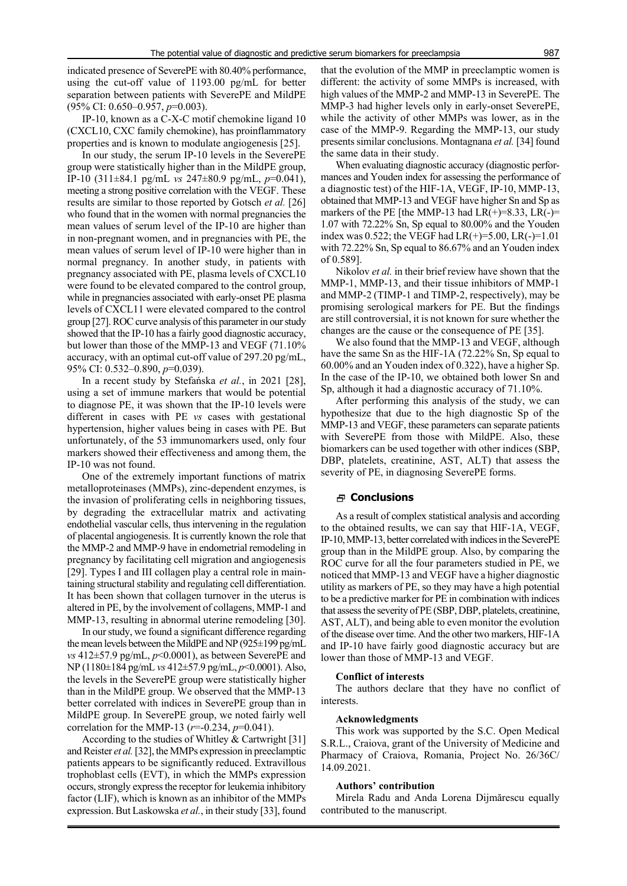indicated presence of SeverePE with 80.40% performance, using the cut-off value of 1193.00 pg/mL for better separation between patients with SeverePE and MildPE (95% CI: 0.650–0.957, $p$=0.003).

IP-10, known as a C-X-C motif chemokine ligand 10 (CXCL10, CXC family chemokine), has proinflammatory properties and is known to modulate angiogenesis [25].

In our study, the serum IP-10 levels in the SeverePE group were statistically higher than in the MildPE group, IP-10 (311±84.1 pg/mL *vs* 247±80.9 pg/mL, $p$=0.041), meeting a strong positive correlation with the VEGF. These results are similar to those reported by Gotsch *et al.* [26] who found that in the women with normal pregnancies the mean values of serum level of the IP-10 are higher than in non-pregnant women, and in pregnancies with PE, the mean values of serum level of IP-10 were higher than in normal pregnancy. In another study, in patients with pregnancy associated with PE, plasma levels of CXCL10 were found to be elevated compared to the control group, while in pregnancies associated with early-onset PE plasma levels of CXCL11 were elevated compared to the control group [27]. ROC curve analysis of this parameter in our study showed that the IP-10 has a fairly good diagnostic accuracy, but lower than those of the MMP-13 and VEGF (71.10% accuracy, with an optimal cut-off value of 297.20 pg/mL, 95% CI: 0.532–0.890, $p$=0.039).

In a recent study by Stefańska *et al.*, in 2021 [28], using a set of immune markers that would be potential to diagnose PE, it was shown that the IP-10 levels were different in cases with PE *vs* cases with gestational hypertension, higher values being in cases with PE. But unfortunately, of the 53 immunomarkers used, only four markers showed their effectiveness and among them, the IP-10 was not found.

One of the extremely important functions of matrix metalloproteinases (MMPs), zinc-dependent enzymes, is the invasion of proliferating cells in neighboring tissues, by degrading the extracellular matrix and activating endothelial vascular cells, thus intervening in the regulation of placental angiogenesis. It is currently known the role that the MMP-2 and MMP-9 have in endometrial remodeling in pregnancy by facilitating cell migration and angiogenesis [29]. Types I and III collagen play a central role in maintaining structural stability and regulating cell differentiation. It has been shown that collagen turnover in the uterus is altered in PE, by the involvement of collagens, MMP-1 and MMP-13, resulting in abnormal uterine remodeling [30].

In our study, we found a significant difference regarding the mean levels between the MildPE and NP (925±199 pg/mL *vs* 412±57.9 pg/mL, $p$<0.0001), as between SeverePE and NP (1180±184 pg/mL *vs* 412±57.9 pg/mL, $p$<0.0001). Also, the levels in the SeverePE group were statistically higher than in the MildPE group. We observed that the MMP-13 better correlated with indices in SeverePE group than in MildPE group. In SeverePE group, we noted fairly well correlation for the MMP-13 ($r$=-0.234, $p$=0.041).

According to the studies of Whitley & Cartwright [31] and Reister *et al.* [32], the MMPs expression in preeclamptic patients appears to be significantly reduced. Extravillous trophoblast cells (EVT), in which the MMPs expression occurs, strongly express the receptor for leukemia inhibitory factor (LIF), which is known as an inhibitor of the MMPs expression. But Laskowska *et al.*, in their study [33], found that the evolution of the MMP in preeclamptic women is different: the activity of some MMPs is increased, with high values of the MMP-2 and MMP-13 in SeverePE. The MMP-3 had higher levels only in early-onset SeverePE, while the activity of other MMPs was lower, as in the case of the MMP-9. Regarding the MMP-13, our study presents similar conclusions. Montagnana *et al.* [34] found the same data in their study.

When evaluating diagnostic accuracy (diagnostic performances and Youden index for assessing the performance of a diagnostic test) of the HIF-1A, VEGF, IP-10, MMP-13, obtained that MMP-13 and VEGF have higher Sn and Sp as markers of the PE [the MMP-13 had LR(+)=8.33, LR(-)= 1.07 with 72.22% Sn, Sp equal to 80.00% and the Youden index was 0.522; the VEGF had LR(+)=5.00, LR(-)=1.01 with 72.22% Sn, Sp equal to 86.67% and an Youden index of 0.589].

Nikolov *et al.* in their brief review have shown that the MMP-1, MMP-13, and their tissue inhibitors of MMP-1 and MMP-2 (TIMP-1 and TIMP-2, respectively), may be promising serological markers for PE. But the findings are still controversial, it is not known for sure whether the changes are the cause or the consequence of PE [35].

We also found that the MMP-13 and VEGF, although have the same Sn as the HIF-1A (72.22% Sn, Sp equal to 60.00% and an Youden index of 0.322), have a higher Sp. In the case of the IP-10, we obtained both lower Sn and Sp, although it had a diagnostic accuracy of 71.10%.

After performing this analysis of the study, we can hypothesize that due to the high diagnostic Sp of the MMP-13 and VEGF, these parameters can separate patients with SeverePE from those with MildPE. Also, these biomarkers can be used together with other indices (SBP, DBP, platelets, creatinine, AST, ALT) that assess the severity of PE, in diagnosing SeverePE forms.

## Conclusions

As a result of complex statistical analysis and according to the obtained results, we can say that HIF-1A, VEGF, IP-10, MMP-13, better correlated with indices in the SeverePE group than in the MildPE group. Also, by comparing the ROC curve for all the four parameters studied in PE, we noticed that MMP-13 and VEGF have a higher diagnostic utility as markers of PE, so they may have a high potential to be a predictive marker for PE in combination with indices that assess the severity of PE (SBP, DBP, platelets, creatinine, AST, ALT), and being able to even monitor the evolution of the disease over time. And the other two markers, HIF-1A and IP-10 have fairly good diagnostic accuracy but are lower than those of MMP-13 and VEGF.

**Conflict of interests**

The authors declare that they have no conflict of interests.

**Acknowledgments**

This work was supported by the S.C. Open Medical S.R.L., Craiova, grant of the University of Medicine and Pharmacy of Craiova, Romania, Project No. 26/36C/ 14.09.2021.

**Authors' contribution**

Mirela Radu and Anda Lorena Dijmărescu equally contributed to the manuscript.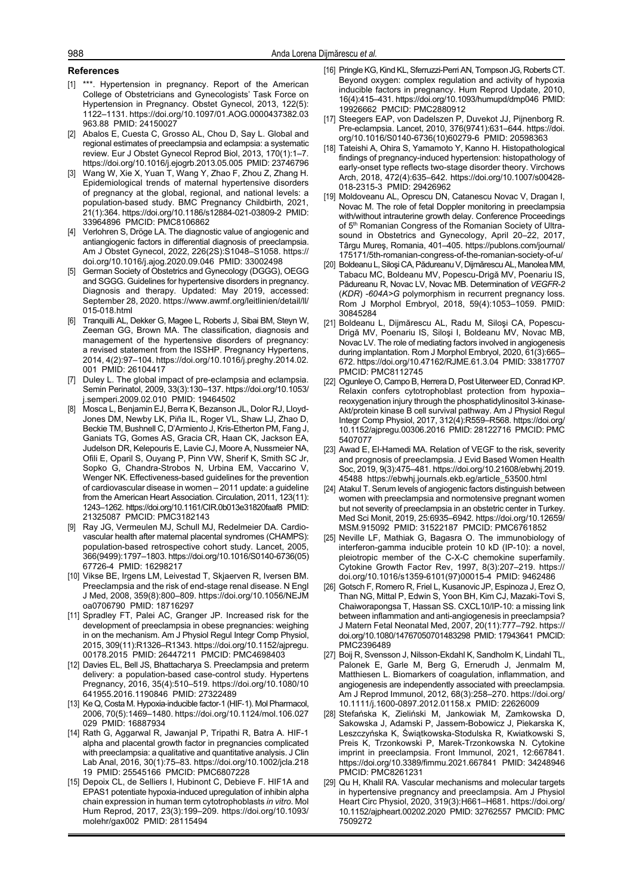## References

[1] ***. Hypertension in pregnancy. Report of the American College of Obstetricians and Gynecologists' Task Force on Hypertension in Pregnancy. Obstet Gynecol, 2013, 122(5): 1122–1131. https://doi.org/10.1097/01.AOG.0000437382.03963.88 PMID: 24150027

[2] Abalos E, Cuesta C, Grosso AL, Chou D, Say L. Global and regional estimates of preeclampsia and eclampsia: a systematic review. Eur J Obstet Gynecol Reprod Biol, 2013, 170(1):1–7. https://doi.org/10.1016/j.ejogrb.2013.05.005 PMID: 23746796

[3] Wang W, Xie X, Yuan T, Wang Y, Zhao F, Zhou Z, Zhang H. Epidemiological trends of maternal hypertensive disorders of pregnancy at the global, regional, and national levels: a population-based study. BMC Pregnancy Childbirth, 2021, 21(1):364. https://doi.org/10.1186/s12884-021-03809-2 PMID: 33964896 PMCID: PMC8106862

[4] Verlohren S, Dröge LA. The diagnostic value of angiogenic and antiangiogenic factors in differential diagnosis of preeclampsia. Am J Obstet Gynecol, 2022, 226(2S):S1048–S1058. https://doi.org/10.1016/j.ajog.2020.09.046 PMID: 33002498

[5] German Society of Obstetrics and Gynecology (DGGG), OEGG and SGGG. Guidelines for hypertensive disorders in pregnancy. Diagnosis and therapy. Updated: May 2019, accessed: September 28, 2020. https://www.awmf.org/leitlinien/detail/ll/015-018.html

[6] Tranquilli AL, Dekker G, Magee L, Roberts J, Sibai BM, Steyn W, Zeeman GG, Brown MA. The classification, diagnosis and management of the hypertensive disorders of pregnancy: a revised statement from the ISSHP. Pregnancy Hypertens, 2014, 4(2):97–104. https://doi.org/10.1016/j.preghy.2014.02.001 PMID: 26104417

[7] Duley L. The global impact of pre-eclampsia and eclampsia. Semin Perinatol, 2009, 33(3):130–137. https://doi.org/10.1053/j.semperi.2009.02.010 PMID: 19464502

[8] Mosca L, Benjamin EJ, Berra K, Bezanson JL, Dolor RJ, Lloyd-Jones DM, Newby LK, Piña IL, Roger VL, Shaw LJ, Zhao D, Beckie TM, Bushnell C, D'Armiento J, Kris-Etherton PM, Fang J, Ganiats TG, Gomes AS, Gracia CR, Haan CK, Jackson EA, Judelson DR, Kelepouris E, Lavie CJ, Moore A, Nussmeier NA, Ofili E, Oparil S, Ouyang P, Pinn VW, Sherif K, Smith SC Jr, Sopko G, Chandra-Strobos N, Urbina EM, Vaccarino V, Wenger NK. Effectiveness-based guidelines for the prevention of cardiovascular disease in women – 2011 update: a guideline from the American Heart Association. Circulation, 2011, 123(11): 1243–1262. https://doi.org/10.1161/CIR.0b013e31820faaf8 PMID: 21325087 PMCID: PMC3182143

[9] Ray JG, Vermeulen MJ, Schull MJ, Redelmeier DA. Cardiovascular health after maternal placental syndromes (CHAMPS): population-based retrospective cohort study. Lancet, 2005, 366(9499):1797–1803. https://doi.org/10.1016/S0140-6736(05)67726-4 PMID: 16298217

[10] Vikse BE, Irgens LM, Leivestad T, Skjaerven R, Iversen BM. Preeclampsia and the risk of end-stage renal disease. N Engl J Med, 2008, 359(8):800–809. https://doi.org/10.1056/NEJMoa0706790 PMID: 18716297

[11] Spradley FT, Palei AC, Granger JP. Increased risk for the development of preeclampsia in obese pregnancies: weighing in on the mechanism. Am J Physiol Regul Integr Comp Physiol, 2015, 309(11):R1326–R1343. https://doi.org/10.1152/ajpregu.00178.2015 PMID: 26447211 PMCID: PMC4698403

[12] Davies EL, Bell JS, Bhattacharya S. Preeclampsia and preterm delivery: a population-based case-control study. Hypertens Pregnancy, 2016, 35(4):510–519. https://doi.org/10.1080/10641955.2016.1190846 PMID: 27322489

[13] Ke Q, Costa M. Hypoxia-inducible factor-1 (HIF-1). Mol Pharmacol, 2006, 70(5):1469–1480. https://doi.org/10.1124/mol.106.027029 PMID: 16887934

[14] Rath G, Aggarwal R, Jawanjal P, Tripathi R, Batra A. HIF-1 alpha and placental growth factor in pregnancies complicated with preeclampsia: a qualitative and quantitative analysis. J Clin Lab Anal, 2016, 30(1):75–83. https://doi.org/10.1002/jcla.21819 PMID: 25545166 PMCID: PMC6807228

[15] Depoix CL, de Selliers I, Hubinont C, Debieve F. HIF1A and EPAS1 potentiate hypoxia-induced upregulation of inhibin alpha chain expression in human term cytotrophoblasts *in vitro*. Mol Hum Reprod, 2017, 23(3):199–209. https://doi.org/10.1093/molehr/gax002 PMID: 28115494

[16] Pringle KG, Kind KL, Sferruzzi-Perri AN, Tompson JG, Roberts CT. Beyond oxygen: complex regulation and activity of hypoxia inducible factors in pregnancy. Hum Reprod Update, 2010, 16(4):415–431. https://doi.org/10.1093/humupd/dmp046 PMID: 19926662 PMCID: PMC2880912

[17] Steegers EAP, von Dadelszen P, Duvekot JJ, Pijnenborg R. Pre-eclampsia. Lancet, 2010, 376(9741):631–644. https://doi.org/10.1016/S0140-6736(10)60279-6 PMID: 20598363

[18] Tateishi A, Ohira S, Yamamoto Y, Kanno H. Histopathological findings of pregnancy-induced hypertension: histopathology of early-onset type reflects two-stage disorder theory. Virchows Arch, 2018, 472(4):635–642. https://doi.org/10.1007/s00428-018-2315-3 PMID: 29426962

[19] Moldoveanu AL, Oprescu DN, Catanescu Novac V, Dragan I, Novac M. The role of fetal Doppler monitoring in preeclampsia with/without intrauterine growth delay. Conference Proceedings of 5[th] Romanian Congress of the Romanian Society of Ultrasound in Obstetrics and Gynecology, April 20–22, 2017, Târgu Mureş, Romania, 401–405. https://publons.com/journal/175171/5th-romanian-congress-of-the-romanian-society-of-u/

[20] Boldeanu L, Siloşi CA, Pădureanu V, Dijmărescu AL, Manolea MM, Tabacu MC, Boldeanu MV, Popescu-Drigă MV, Poenariu IS, Pădureanu R, Novac LV, Novac MB. Determination of *VEGFR-2* (*KDR*) *-604A>G* polymorphism in recurrent pregnancy loss. Rom J Morphol Embryol, 2018, 59(4):1053–1059. PMID: 30845284

[21] Boldeanu L, Dijmărescu AL, Radu M, Siloşi CA, Popescu-Drigă MV, Poenariu IS, Siloşi I, Boldeanu MV, Novac MB, Novac LV. The role of mediating factors involved in angiogenesis during implantation. Rom J Morphol Embryol, 2020, 61(3):665–672. https://doi.org/10.47162/RJME.61.3.04 PMID: 33817707 PMCID: PMC8112745

[22] Ogunleye O, Campo B, Herrera D, Post Uiterweer ED, Conrad KP. Relaxin confers cytotrophoblast protection from hypoxia–reoxygenation injury through the phosphatidylinositol 3-kinase-Akt/protein kinase B cell survival pathway. Am J Physiol Regul Integr Comp Physiol, 2017, 312(4):R559–R568. https://doi.org/10.1152/ajpregu.00306.2016 PMID: 28122716 PMCID: PMC5407077

[23] Awad E, El-Hamedi MA. Relation of VEGF to the risk, severity and prognosis of preeclampsia. J Evid Based Women Health Soc, 2019, 9(3):475–481. https://doi.org/10.21608/ebwhj.2019.45488 https://ebwhj.journals.ekb.eg/article_53500.html

[24] Atakul T. Serum levels of angiogenic factors distinguish between women with preeclampsia and normotensive pregnant women but not severity of preeclampsia in an obstetric center in Turkey. Med Sci Monit, 2019, 25:6935–6942. https://doi.org/10.12659/MSM.915092 PMID: 31522187 PMCID: PMC6761852

[25] Neville LF, Mathiak G, Bagasra O. The immunobiology of interferon-gamma inducible protein 10 kD (IP-10): a novel, pleiotropic member of the C-X-C chemokine superfamily. Cytokine Growth Factor Rev, 1997, 8(3):207–219. https://doi.org/10.1016/s1359-6101(97)00015-4 PMID: 9462486

[26] Gotsch F, Romero R, Friel L, Kusanovic JP, Espinoza J, Erez O, Than NG, Mittal P, Edwin S, Yoon BH, Kim CJ, Mazaki-Tovi S, Chaiworapongsa T, Hassan SS. CXCL10/IP-10: a missing link between inflammation and anti-angiogenesis in preeclampsia? J Matern Fetal Neonatal Med, 2007, 20(11):777–792. https://doi.org/10.1080/14767050701483298 PMID: 17943641 PMCID: PMC2396489

[27] Boij R, Svensson J, Nilsson-Ekdahl K, Sandholm K, Lindahl TL, Palonek E, Garle M, Berg G, Ernerudh J, Jenmalm M, Matthiesen L. Biomarkers of coagulation, inflammation, and angiogenesis are independently associated with preeclampsia. Am J Reprod Immunol, 2012, 68(3):258–270. https://doi.org/10.1111/j.1600-0897.2012.01158.x PMID: 22626009

[28] Stefańska K, Zieliński M, Jankowiak M, Zamkowska D, Sakowska J, Adamski P, Jassem-Bobowicz J, Piekarska K, Leszczyńska K, Świątkowska-Stodulska R, Kwiatkowski S, Preis K, Trzonkowski P, Marek-Trzonkowska N. Cytokine imprint in preeclampsia. Front Immunol, 2021, 12:667841. https://doi.org/10.3389/fimmu.2021.667841 PMID: 34248946 PMCID: PMC8261231

[29] Qu H, Khalil RA. Vascular mechanisms and molecular targets in hypertensive pregnancy and preeclampsia. Am J Physiol Heart Circ Physiol, 2020, 319(3):H661–H681. https://doi.org/10.1152/ajpheart.00202.2020 PMID: 32762557 PMCID: PMC7509272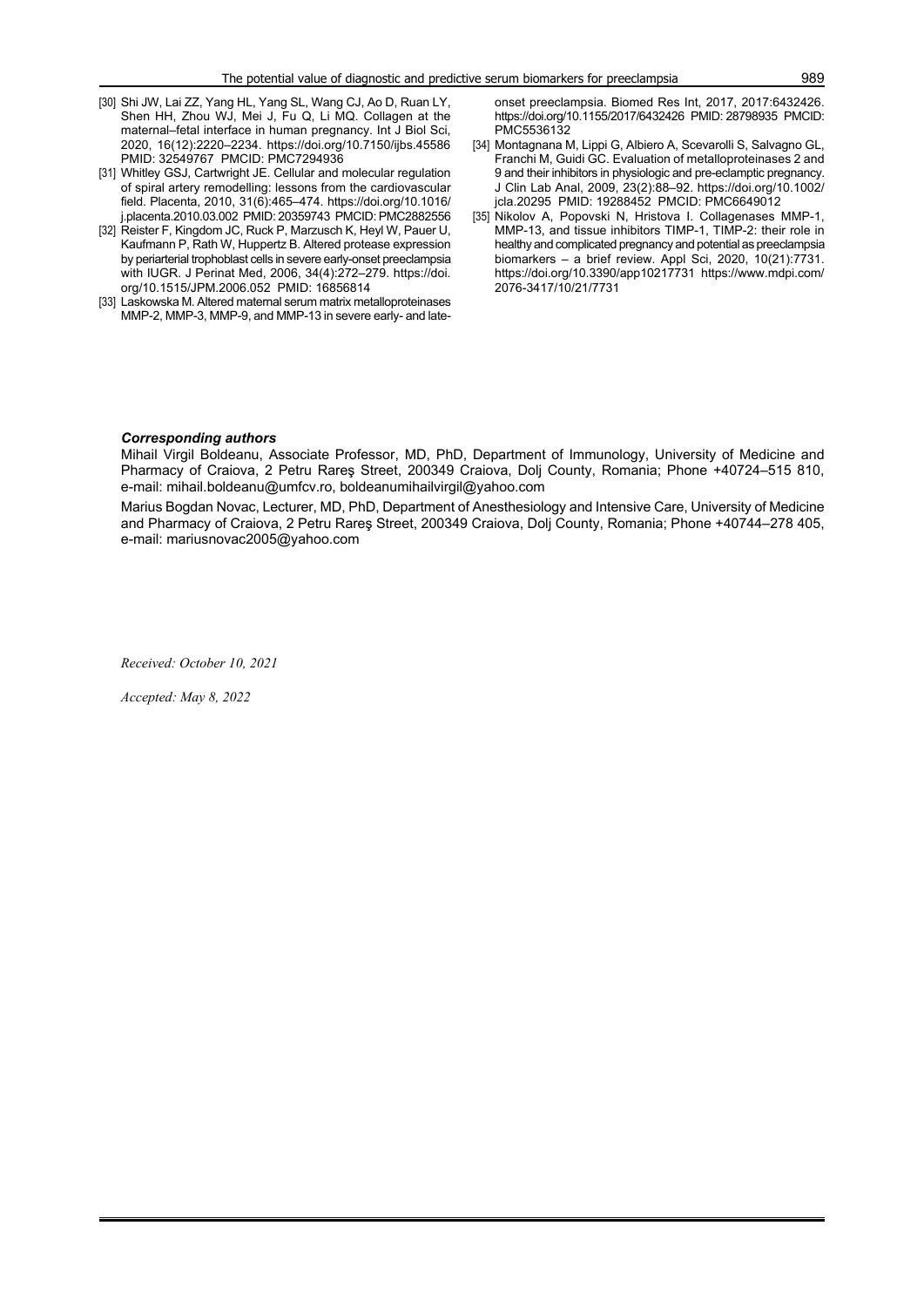[30] Shi JW, Lai ZZ, Yang HL, Yang SL, Wang CJ, Ao D, Ruan LY, Shen HH, Zhou WJ, Mei J, Fu Q, Li MQ. Collagen at the maternal–fetal interface in human pregnancy. Int J Biol Sci, 2020, 16(12):2220–2234. https://doi.org/10.7150/ijbs.45586 PMID: 32549767 PMCID: PMC7294936

[31] Whitley GSJ, Cartwright JE. Cellular and molecular regulation of spiral artery remodelling: lessons from the cardiovascular field. Placenta, 2010, 31(6):465–474. https://doi.org/10.1016/j.placenta.2010.03.002 PMID: 20359743 PMCID: PMC2882556

[32] Reister F, Kingdom JC, Ruck P, Marzusch K, Heyl W, Pauer U, Kaufmann P, Rath W, Huppertz B. Altered protease expression by periarterial trophoblast cells in severe early-onset preeclampsia with IUGR. J Perinat Med, 2006, 34(4):272–279. https://doi.org/10.1515/JPM.2006.052 PMID: 16856814

[33] Laskowska M. Altered maternal serum matrix metalloproteinases MMP-2, MMP-3, MMP-9, and MMP-13 in severe early- and late-onset preeclampsia. Biomed Res Int, 2017, 2017:6432426. https://doi.org/10.1155/2017/6432426 PMID: 28798935 PMCID: PMC5536132

[34] Montagnana M, Lippi G, Albiero A, Scevarolli S, Salvagno GL, Franchi M, Guidi GC. Evaluation of metalloproteinases 2 and 9 and their inhibitors in physiologic and pre-eclamptic pregnancy. J Clin Lab Anal, 2009, 23(2):88–92. https://doi.org/10.1002/jcla.20295 PMID: 19288452 PMCID: PMC6649012

[35] Nikolov A, Popovski N, Hristova I. Collagenases MMP-1, MMP-13, and tissue inhibitors TIMP-1, TIMP-2: their role in healthy and complicated pregnancy and potential as preeclampsia biomarkers – a brief review. Appl Sci, 2020, 10(21):7731. https://doi.org/10.3390/app10217731 https://www.mdpi.com/2076-3417/10/21/7731

***Corresponding authors***

Mihail Virgil Boldeanu, Associate Professor, MD, PhD, Department of Immunology, University of Medicine and Pharmacy of Craiova, 2 Petru Rareş Street, 200349 Craiova, Dolj County, Romania; Phone +40724–515 810, e-mail: mihail.boldeanu@umfcv.ro, boldeanumihailvirgil@yahoo.com

Marius Bogdan Novac, Lecturer, MD, PhD, Department of Anesthesiology and Intensive Care, University of Medicine and Pharmacy of Craiova, 2 Petru Rareş Street, 200349 Craiova, Dolj County, Romania; Phone +40744–278 405, e-mail: mariusnovac2005@yahoo.com

*Received: October 10, 2021*

*Accepted: May 8, 2022*